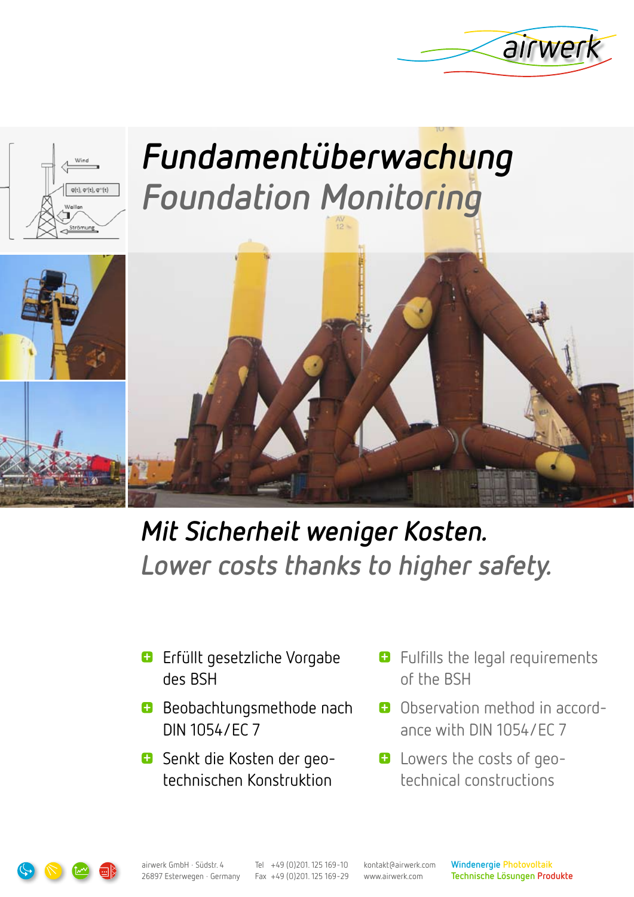airwerk

# Fundamentüberwachung

# Foundation Monitoring

## Mit Sicherheit weniger Kosten.

## Lower costs thanks to higher safety.

- Erfüllt gesetzliche Vorgabe des BSH
- Beobachtungsmethode nach DIN 1054/EC 7
- Senkt die Kosten der geotechnischen Konstruktion

- Fulfills the legal requirements of the BSH
- Observation method in accordance with DIN 1054/EC 7
- Lowers the costs of geotechnical constructions

airwerk GmbH · Südstr. 4
26897 Esterwegen · Germany

Tel +49 (0)201. 125 169-10
Fax +49 (0)201. 125 169-29

kontakt@airwerk.com
www.airwerk.com

Windenergie Photovoltaik
Technische Lösungen Produkte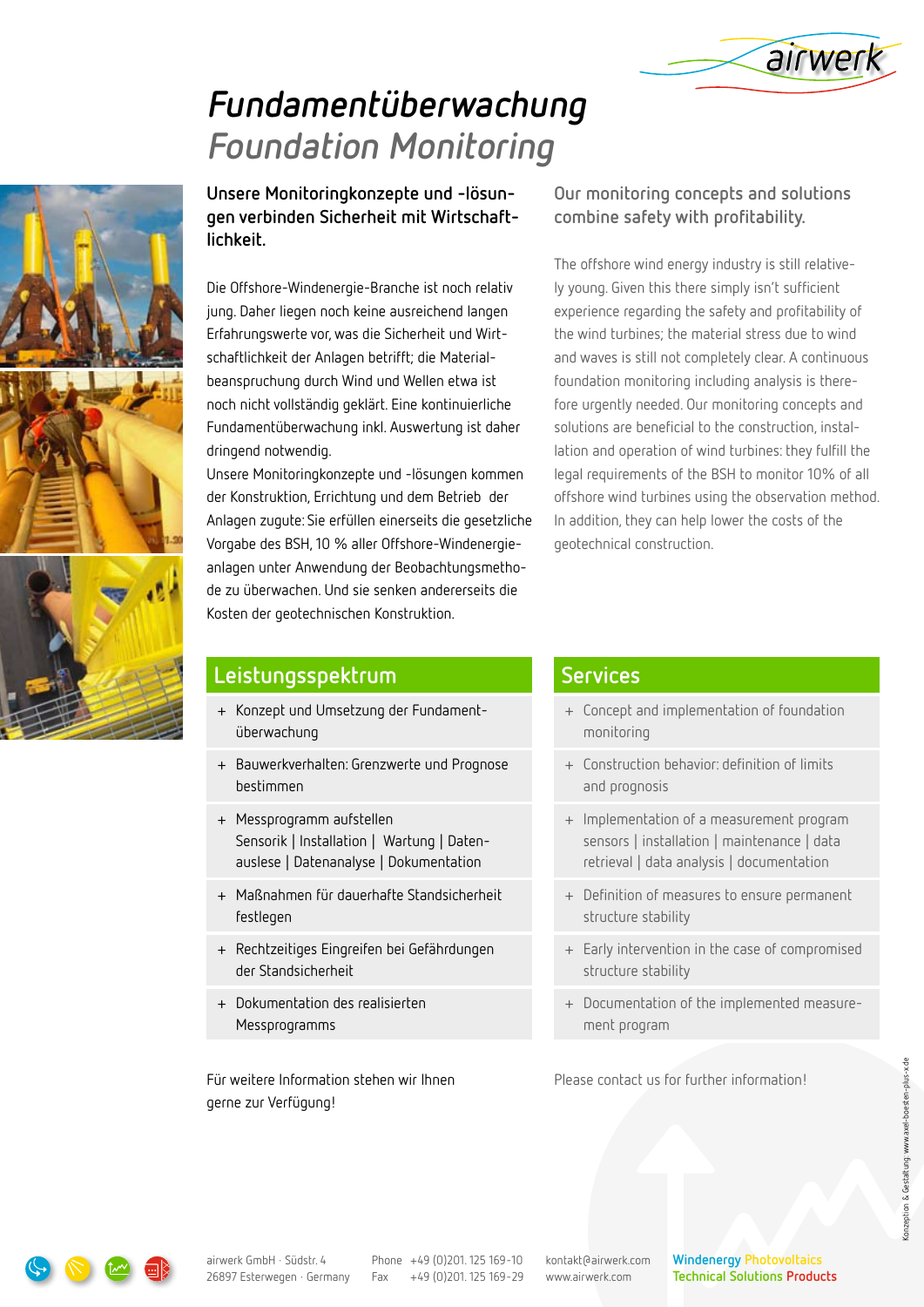# *Fundamentüberwachung*

# *Foundation Monitoring*

**Unsere Monitoringkonzepte und -lösungen verbinden Sicherheit mit Wirtschaftlichkeit.**

Die Offshore-Windenergie-Branche ist noch relativ jung. Daher liegen noch keine ausreichend langen Erfahrungswerte vor, was die Sicherheit und Wirtschaftlichkeit der Anlagen betrifft; die Materialbeanspruchung durch Wind und Wellen etwa ist noch nicht vollständig geklärt. Eine kontinuierliche Fundamentüberwachung inkl. Auswertung ist daher dringend notwendig.

Unsere Monitoringkonzepte und -lösungen kommen der Konstruktion, Errichtung und dem Betrieb der Anlagen zugute: Sie erfüllen einerseits die gesetzliche Vorgabe des BSH, 10 % aller Offshore-Windenergieanlagen unter Anwendung der Beobachtungsmethode zu überwachen. Und sie senken andererseits die Kosten der geotechnischen Konstruktion.

**Our monitoring concepts and solutions combine safety with profitability.**

The offshore wind energy industry is still relatively young. Given this there simply isn't sufficient experience regarding the safety and profitability of the wind turbines; the material stress due to wind and waves is still not completely clear. A continuous foundation monitoring including analysis is therefore urgently needed. Our monitoring concepts and solutions are beneficial to the construction, installation and operation of wind turbines: they fulfill the legal requirements of the BSH to monitor 10% of all offshore wind turbines using the observation method. In addition, they can help lower the costs of the geotechnical construction.

## Leistungsspektrum

- Konzept und Umsetzung der Fundamentüberwachung
- Bauwerkverhalten: Grenzwerte und Prognose bestimmen
- Messprogramm aufstellen
  Sensorik | Installation | Wartung | Datenauslese | Datenanalyse | Dokumentation
- Maßnahmen für dauerhafte Standsicherheit festlegen
- Rechtzeitiges Eingreifen bei Gefährdungen der Standsicherheit
- Dokumentation des realisierten Messprogramms

## Services

- Concept and implementation of foundation monitoring
- Construction behavior: definition of limits and prognosis
- Implementation of a measurement program
  sensors | installation | maintenance | data retrieval | data analysis | documentation
- Definition of measures to ensure permanent structure stability
- Early intervention in the case of compromised structure stability
- Documentation of the implemented measurement program

Für weitere Information stehen wir Ihnen gerne zur Verfügung!

Please contact us for further information!

airwerk GmbH · Südstr. 4
26897 Esterwegen · Germany

Phone +49 (0)201. 125 169-10
Fax +49 (0)201. 125 169-29

kontakt@airwerk.com
www.airwerk.com

Windenergy Photovoltaics
Technical Solutions Products

Konzeption & Gestaltung: www.axel-boesten-plus-x.de